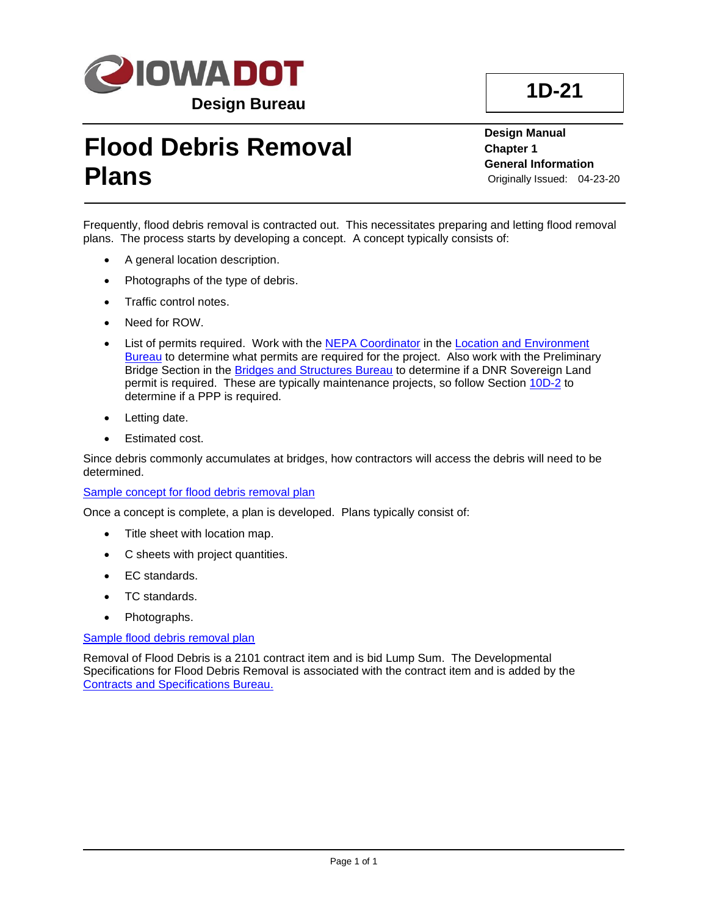IOWA DOT

Design Bureau

**1D-21**

# Flood Debris Removal Plans

**Design Manual**
**Chapter 1**
**General Information**
Originally Issued: 04-23-20

Frequently, flood debris removal is contracted out. This necessitates preparing and letting flood removal plans. The process starts by developing a concept. A concept typically consists of:

- A general location description.
- Photographs of the type of debris.
- Traffic control notes.
- Need for ROW.
- List of permits required. Work with the NEPA Coordinator in the Location and Environment Bureau to determine what permits are required for the project. Also work with the Preliminary Bridge Section in the Bridges and Structures Bureau to determine if a DNR Sovereign Land permit is required. These are typically maintenance projects, so follow Section 10D-2 to determine if a PPP is required.
- Letting date.
- Estimated cost.

Since debris commonly accumulates at bridges, how contractors will access the debris will need to be determined.

Sample concept for flood debris removal plan

Once a concept is complete, a plan is developed. Plans typically consist of:

- Title sheet with location map.
- C sheets with project quantities.
- EC standards.
- TC standards.
- Photographs.

Sample flood debris removal plan

Removal of Flood Debris is a 2101 contract item and is bid Lump Sum. The Developmental Specifications for Flood Debris Removal is associated with the contract item and is added by the Contracts and Specifications Bureau.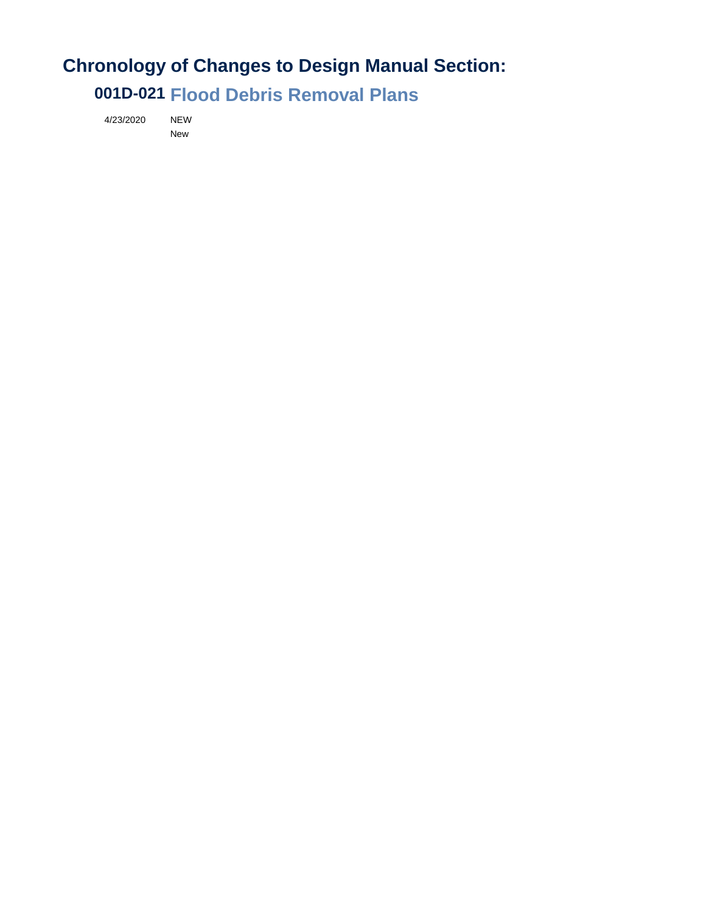# Chronology of Changes to Design Manual Section:

## 001D-021 Flood Debris Removal Plans

| | |
|---|---|
| 4/23/2020 | NEW<br>New |